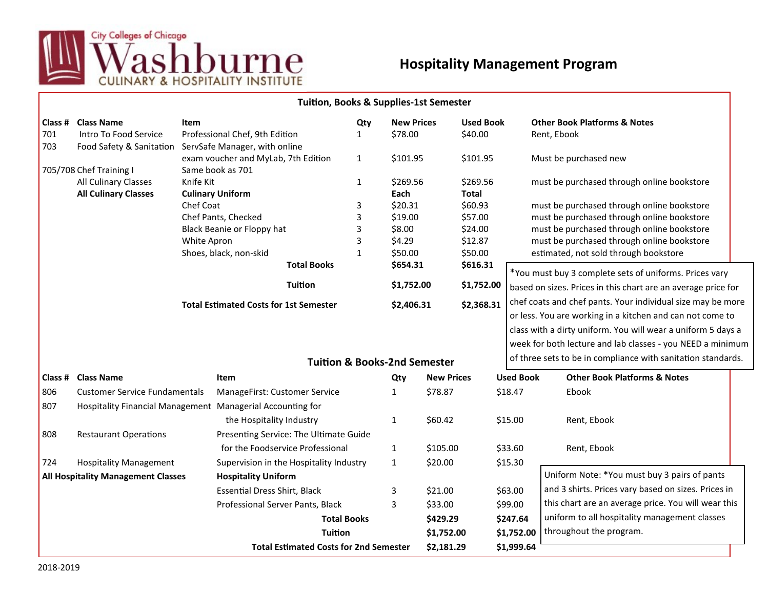City Colleges of Chicago Washburne CULINARY & HOSPITALITY INSTITUTE

# Hospitality Management Program

## Tuition, Books & Supplies-1st Semester

| Class # | Class Name | Item | Qty | New Prices | Used Book | Other Book Platforms & Notes |
|---|---|---|---|---|---|---|
| 701 | Intro To Food Service | Professional Chef, 9th Edition | 1 | $78.00 | $40.00 | Rent, Ebook |
| 703 | Food Safety & Sanitation | ServSafe Manager, with online exam voucher and MyLab, 7th Edition | 1 | $101.95 | $101.95 | Must be purchased new |
| 705/708 | Chef Training I | Same book as 701 | | | | |
| | All Culinary Classes | Knife Kit | 1 | $269.56 | $269.56 | must be purchased through online bookstore |
| | **All Culinary Classes** | **Culinary Uniform** | | **Each** | **Total** | |
| | | Chef Coat | 3 | $20.31 | $60.93 | must be purchased through online bookstore |
| | | Chef Pants, Checked | 3 | $19.00 | $57.00 | must be purchased through online bookstore |
| | | Black Beanie or Floppy hat | 3 | $8.00 | $24.00 | must be purchased through online bookstore |
| | | White Apron | 3 | $4.29 | $12.87 | must be purchased through online bookstore |
| | | Shoes, black, non-skid | 1 | $50.00 | $50.00 | estimated, not sold through bookstore |
| | | **Total Books** | | **$654.31** | **$616.31** | |
| | | **Tuition** | | **$1,752.00** | **$1,752.00** | |
| | | **Total Estimated Costs for 1st Semester** | | **$2,406.31** | **$2,368.31** | |

*You must buy 3 complete sets of uniforms. Prices vary based on sizes. Prices in this chart are an average price for chef coats and chef pants. Your individual size may be more or less. You are working in a kitchen and can not come to class with a dirty uniform. You will wear a uniform 5 days a week for both lecture and lab classes - you NEED a minimum of three sets to be in compliance with sanitation standards.

## Tuition & Books-2nd Semester

| Class # | Class Name | Item | Qty | New Prices | Used Book | Other Book Platforms & Notes |
|---|---|---|---|---|---|---|
| 806 | Customer Service Fundamentals | ManageFirst: Customer Service | 1 | $78.87 | $18.47 | Ebook |
| 807 | Hospitality Financial Management | Managerial Accounting for the Hospitality Industry | 1 | $60.42 | $15.00 | Rent, Ebook |
| 808 | Restaurant Operations | Presenting Service: The Ultimate Guide for the Foodservice Professional | 1 | $105.00 | $33.60 | Rent, Ebook |
| 724 | Hospitality Management | Supervision in the Hospitality Industry | 1 | $20.00 | $15.30 | |
| **All Hospitality Management Classes** | | **Hospitality Uniform** | | | | |
| | | Essential Dress Shirt, Black | 3 | $21.00 | $63.00 | |
| | | Professional Server Pants, Black | 3 | $33.00 | $99.00 | |
| | | **Total Books** | | **$429.29** | **$247.64** | |
| | | **Tuition** | | **$1,752.00** | **$1,752.00** | |
| | | **Total Estimated Costs for 2nd Semester** | | **$2,181.29** | **$1,999.64** | |

Uniform Note: *You must buy 3 pairs of pants and 3 shirts. Prices vary based on sizes. Prices in this chart are an average price. You will wear this uniform to all hospitality management classes throughout the program.

2018-2019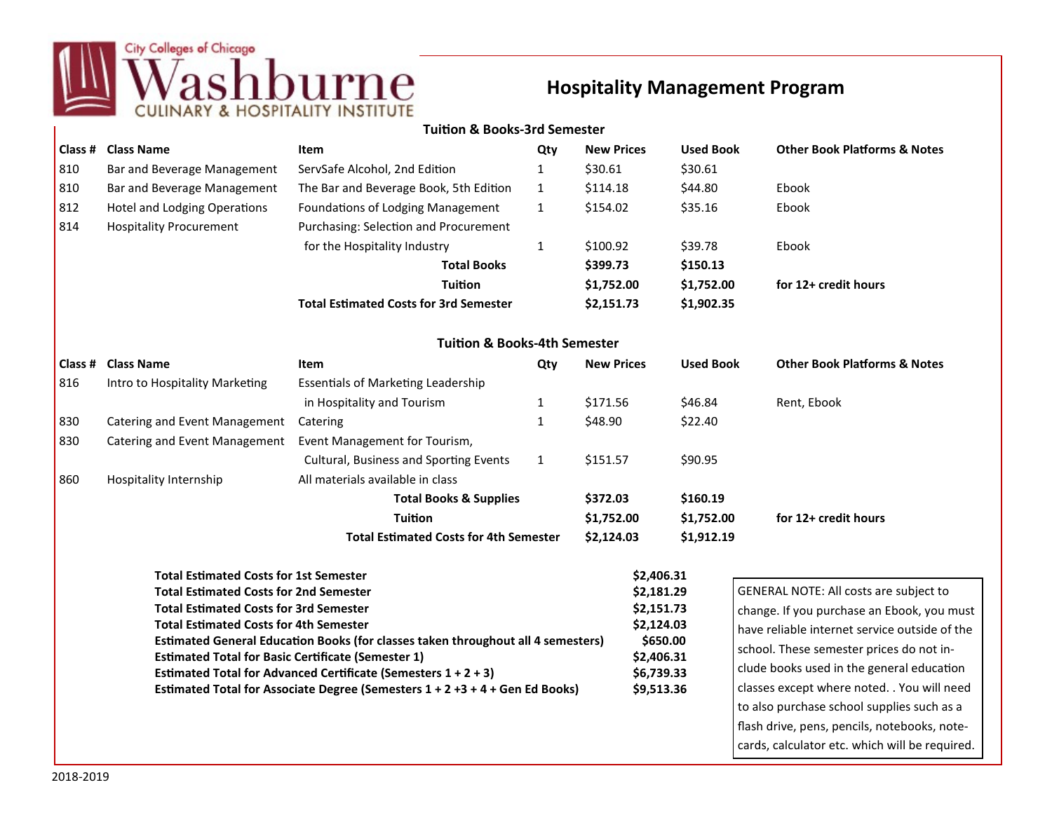City Colleges of Chicago
Washburne
CULINARY & HOSPITALITY INSTITUTE

# Hospitality Management Program

## Tuition & Books-3rd Semester

| Class # | Class Name | Item | Qty | New Prices | Used Book | Other Book Platforms & Notes |
|---|---|---|---|---|---|---|
| 810 | Bar and Beverage Management | ServSafe Alcohol, 2nd Edition | 1 | $30.61 | $30.61 | |
| 810 | Bar and Beverage Management | The Bar and Beverage Book, 5th Edition | 1 | $114.18 | $44.80 | Ebook |
| 812 | Hotel and Lodging Operations | Foundations of Lodging Management | 1 | $154.02 | $35.16 | Ebook |
| 814 | Hospitality Procurement | Purchasing: Selection and Procurement for the Hospitality Industry | 1 | $100.92 | $39.78 | Ebook |
| | | **Total Books** | | **$399.73** | **$150.13** | |
| | | **Tuition** | | **$1,752.00** | **$1,752.00** | **for 12+ credit hours** |
| | | **Total Estimated Costs for 3rd Semester** | | **$2,151.73** | **$1,902.35** | |

## Tuition & Books-4th Semester

| Class # | Class Name | Item | Qty | New Prices | Used Book | Other Book Platforms & Notes |
|---|---|---|---|---|---|---|
| 816 | Intro to Hospitality Marketing | Essentials of Marketing Leadership in Hospitality and Tourism | 1 | $171.56 | $46.84 | Rent, Ebook |
| 830 | Catering and Event Management | Catering | 1 | $48.90 | $22.40 | |
| 830 | Catering and Event Management | Event Management for Tourism, Cultural, Business and Sporting Events | 1 | $151.57 | $90.95 | |
| 860 | Hospitality Internship | All materials available in class | | | | |
| | | **Total Books & Supplies** | | **$372.03** | **$160.19** | |
| | | **Tuition** | | **$1,752.00** | **$1,752.00** | **for 12+ credit hours** |
| | | **Total Estimated Costs for 4th Semester** | | **$2,124.03** | **$1,912.19** | |

| | |
|---|---|
| **Total Estimated Costs for 1st Semester** | **$2,406.31** |
| **Total Estimated Costs for 2nd Semester** | **$2,181.29** |
| **Total Estimated Costs for 3rd Semester** | **$2,151.73** |
| **Total Estimated Costs for 4th Semester** | **$2,124.03** |
| **Estimated General Education Books (for classes taken throughout all 4 semesters)** | **$650.00** |
| **Estimated Total for Basic Certificate (Semester 1)** | **$2,406.31** |
| **Estimated Total for Advanced Certificate (Semesters 1 + 2 + 3)** | **$6,739.33** |
| **Estimated Total for Associate Degree (Semesters 1 + 2 +3 + 4 + Gen Ed Books)** | **$9,513.36** |

GENERAL NOTE: All costs are subject to change. If you purchase an Ebook, you must have reliable internet service outside of the school. These semester prices do not include books used in the general education classes except where noted. . You will need to also purchase school supplies such as a flash drive, pens, pencils, notebooks, notecards, calculator etc. which will be required.

2018-2019